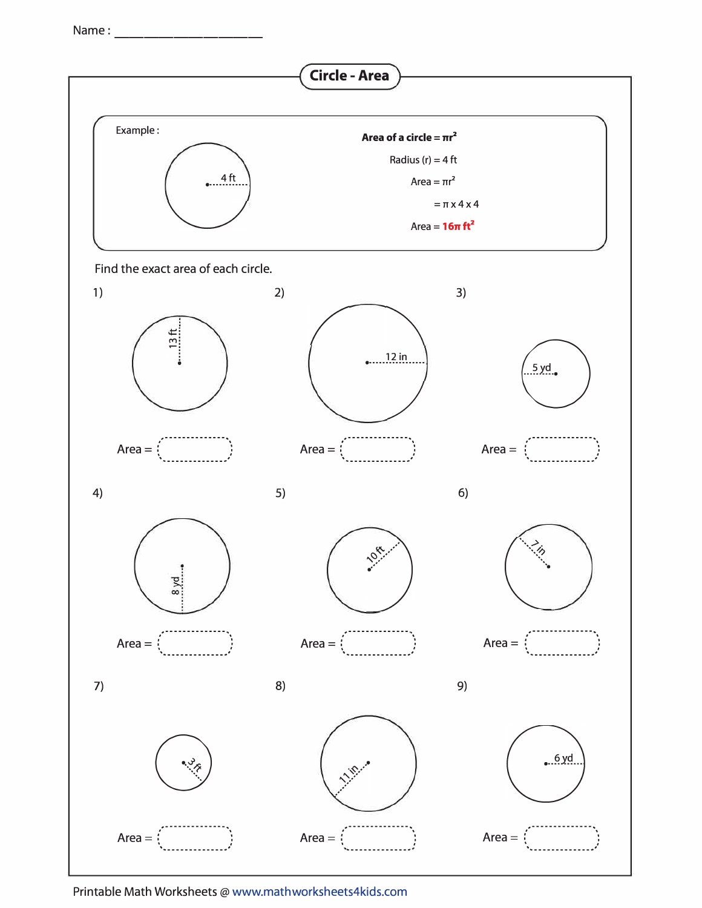Name : ______________________

# Circle - Area

Example :

4 ft

**Area of a circle = $\pi r^2$**

Radius (r) = 4 ft

Area = $\pi r^2$

= $\pi \times 4 \times 4$

Area = **$16\pi$ $ft^2$**

Find the exact area of each circle.

1) 13 ft

Area = 

2) 12 in

Area = 

3) 5 yd

Area = 

4) 8 yd

Area = 

5) 10 ft

Area = 

6) 7 in

Area = 

7) 3 ft

Area = 

8) 11 in

Area = 

9) 6 yd

Area = 

Printable Math Worksheets @ www.mathworksheets4kids.com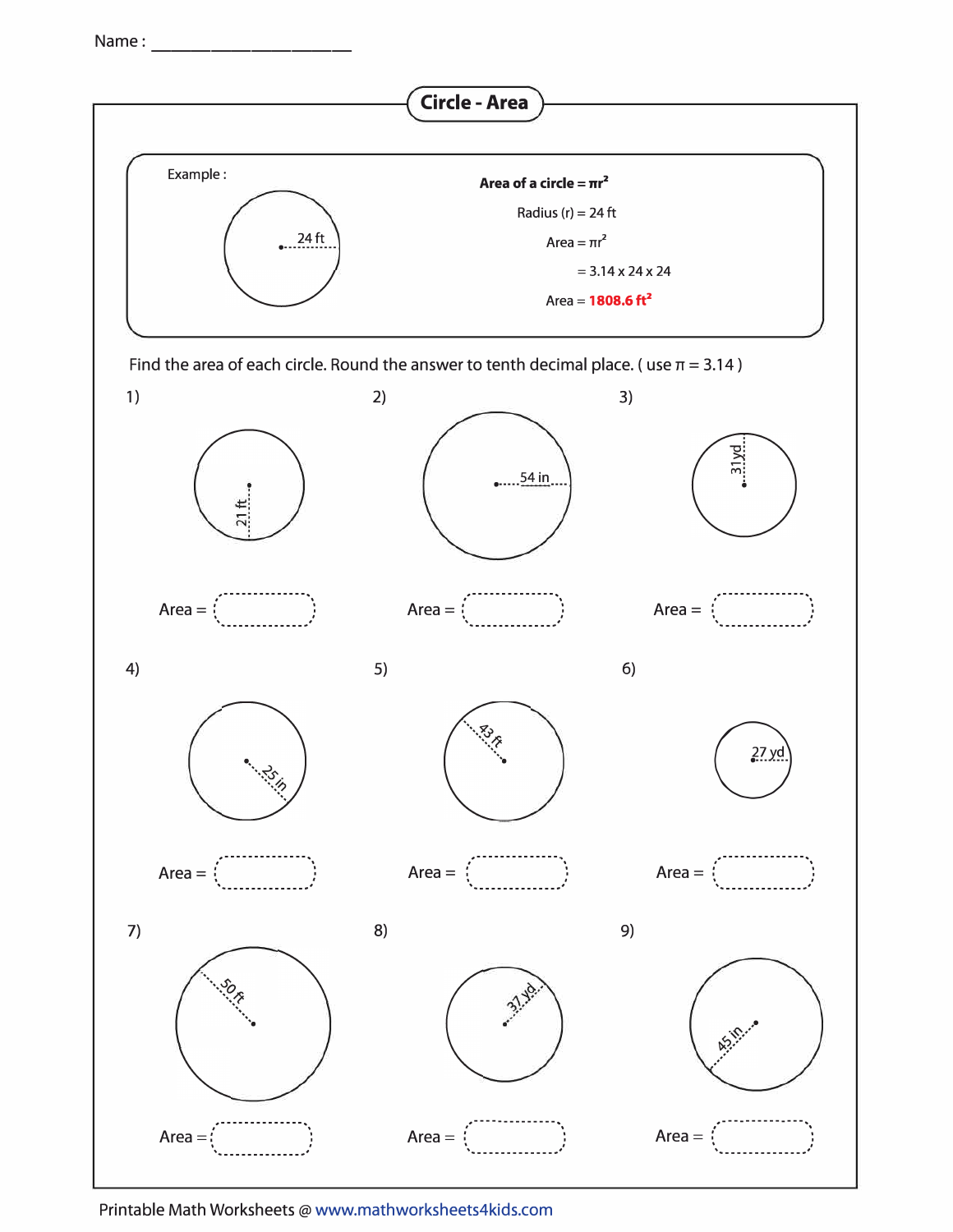Name : ______________________

# Circle - Area

Example :

24 ft

**Area of a circle = $\pi r^2$**

Radius (r) = 24 ft

Area = $\pi r^2$

= 3.14 x 24 x 24

Area = **1808.6 $ft^2$**

Find the area of each circle. Round the answer to tenth decimal place. ( use $\pi$ = 3.14 )

1) 21 ft

Area = 

2) 54 in

Area = 

3) 31 yd

Area = 

4) 25 in

Area = 

5) 43 ft

Area = 

6) 27 yd

Area = 

7) 50 ft

Area = 

8) 37 yd

Area = 

9) 45 in

Area = 

Printable Math Worksheets @ www.mathworksheets4kids.com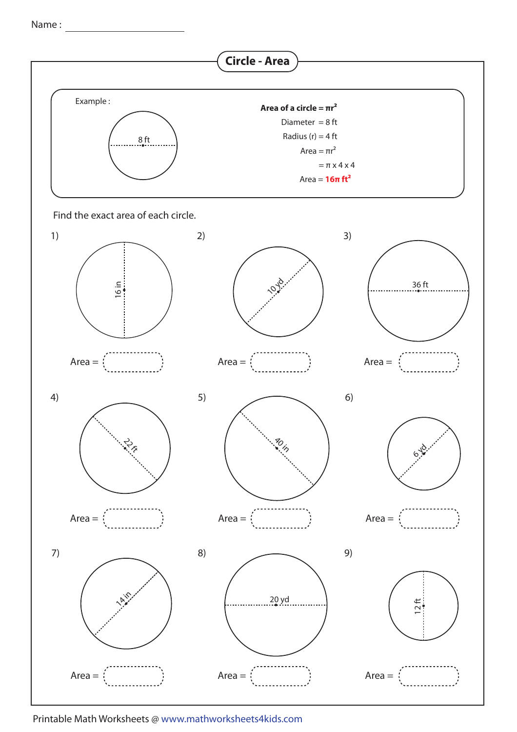Name : ____________________

# Circle - Area

Example :

8 ft

**Area of a circle = $\pi r^2$**

Diameter = 8 ft

Radius (r) = 4 ft

Area = $\pi r^2$

= $\pi \times 4 \times 4$

Area = **$16\pi$ ft$^2$**

Find the exact area of each circle.

1) 16 in

Area = 

2) 10 yd

Area = 

3) 36 ft

Area = 

4) 22 ft

Area = 

5) 40 in

Area = 

6) 6 yd

Area = 

7) 14 in

Area = 

8) 20 yd

Area = 

9) 12 ft

Area = 

Printable Math Worksheets @ www.mathworksheets4kids.com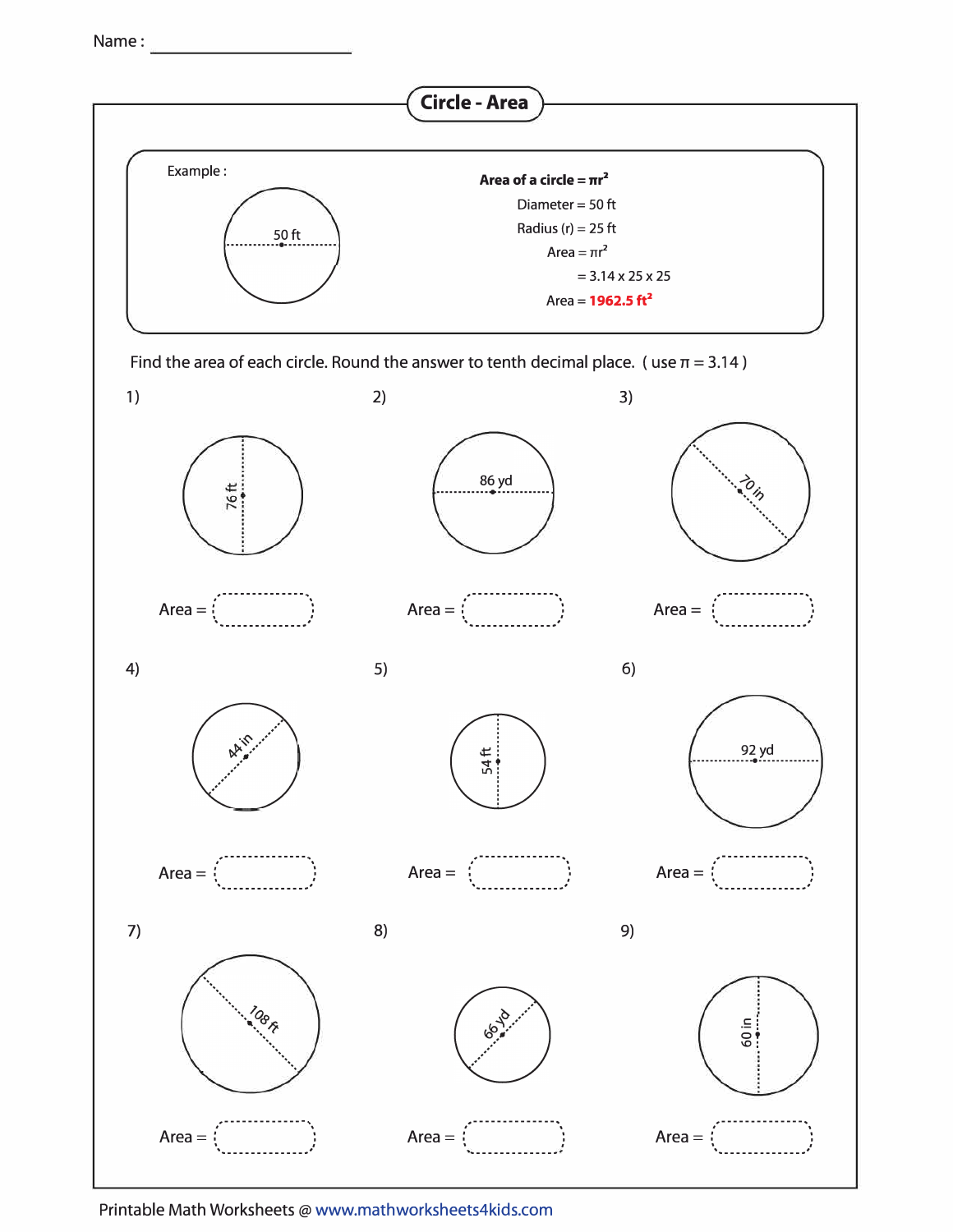Name : ____________________

# Circle - Area

Example :

50 ft

**Area of a circle = $\pi r^2$**

Diameter = 50 ft

Radius (r) = 25 ft

Area = $\pi r^2$

= 3.14 x 25 x 25

Area = **1962.5 ft²**

Find the area of each circle. Round the answer to tenth decimal place. ( use $\pi$ = 3.14 )

1) 76 ft

Area = ______

2) 86 yd

Area = ______

3) 70 in

Area = ______

4) 44 in

Area = ______

5) 54 ft

Area = ______

6) 92 yd

Area = ______

7) 108 ft

Area = ______

8) 66 yd

Area = ______

9) 60 in

Area = ______

Printable Math Worksheets @ www.mathworksheets4kids.com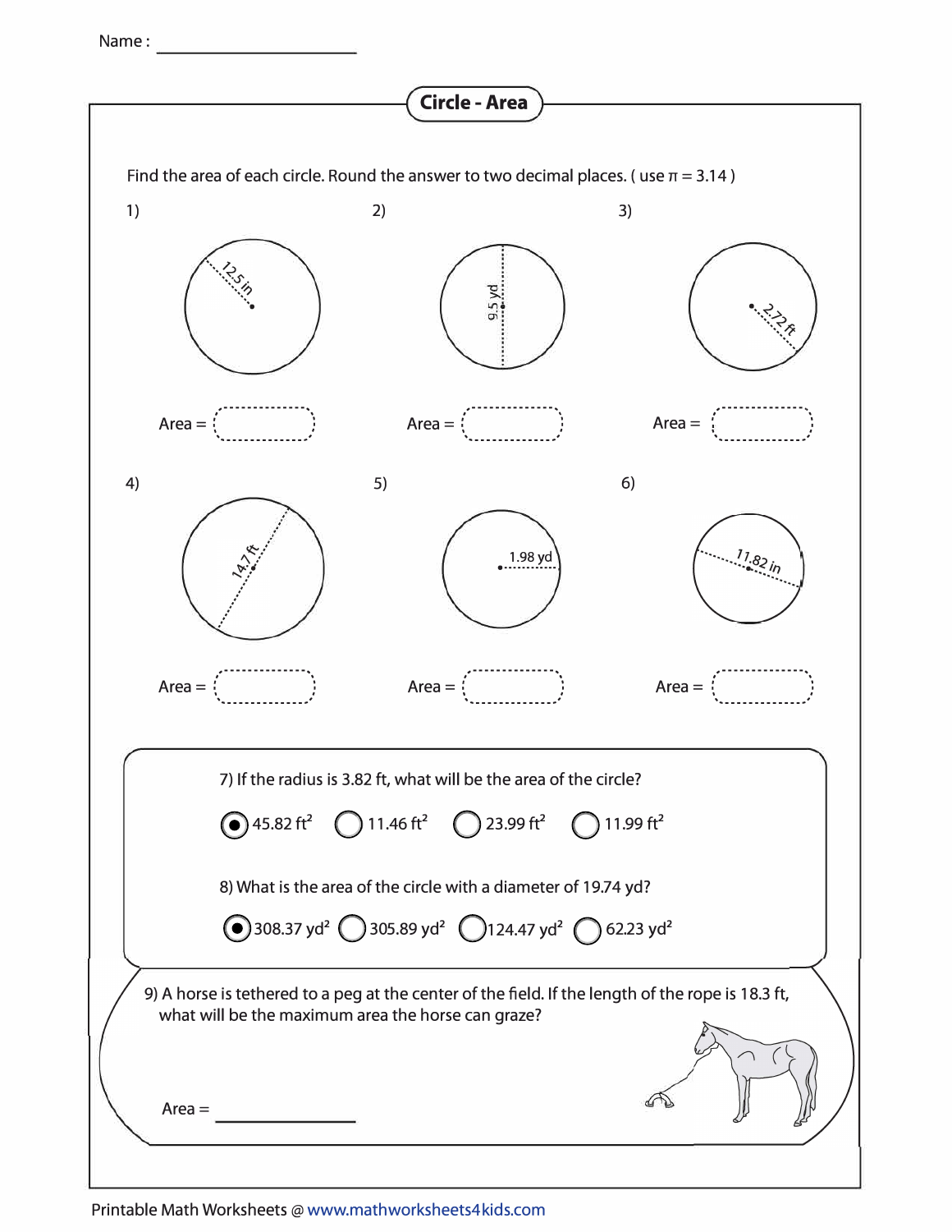Name : ____________________

## Circle - Area

Find the area of each circle. Round the answer to two decimal places. ( use π = 3.14 )

1)

12.5 in

Area = 

2)

9.5 yd

Area = 

3)

2.72 ft

Area = 

4)

14.7 ft

Area = 

5)

1.98 yd

Area = 

6)

11.82 in

Area = 

7) If the radius is 3.82 ft, what will be the area of the circle?

- (●) $45.82\ ft^2$
- ( ) $11.46\ ft^2$
- ( ) $23.99\ ft^2$
- ( ) $11.99\ ft^2$

8) What is the area of the circle with a diameter of 19.74 yd?

- (●) $308.37\ yd^2$
- ( ) $305.89\ yd^2$
- ( ) $124.47\ yd^2$
- ( ) $62.23\ yd^2$

9) A horse is tethered to a peg at the center of the field. If the length of the rope is 18.3 ft, what will be the maximum area the horse can graze?

Area = ____________